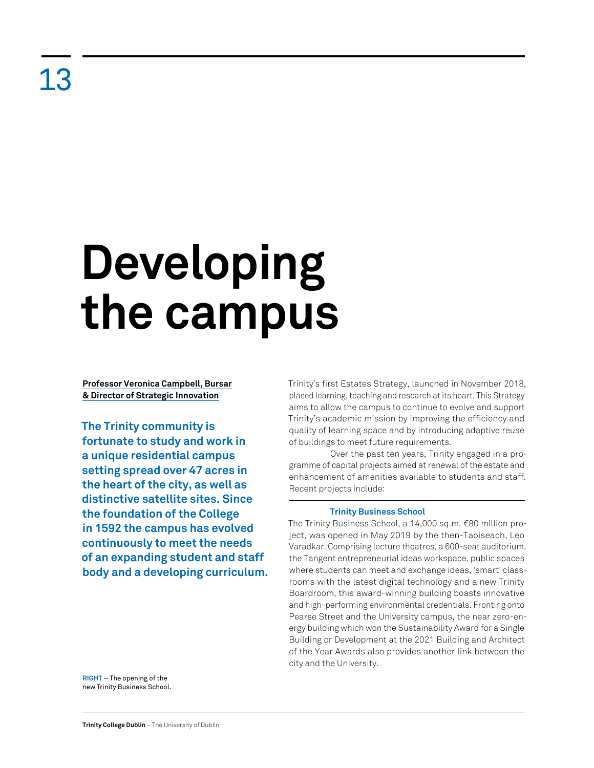13

# Developing the campus

**Professor Veronica Campbell, Bursar & Director of Strategic Innovation**

**The Trinity community is fortunate to study and work in a unique residential campus setting spread over 47 acres in the heart of the city, as well as distinctive satellite sites. Since the foundation of the College in 1592 the campus has evolved continuously to meet the needs of an expanding student and staff body and a developing curriculum.**

**RIGHT** – The opening of the new Trinity Business School.

Trinity's first Estates Strategy, launched in November 2018, placed learning, teaching and research at its heart. This Strategy aims to allow the campus to continue to evolve and support Trinity's academic mission by improving the efficiency and quality of learning space and by introducing adaptive reuse of buildings to meet future requirements.

Over the past ten years, Trinity engaged in a programme of capital projects aimed at renewal of the estate and enhancement of amenities available to students and staff. Recent projects include:

### Trinity Business School

The Trinity Business School, a 14,000 sq.m. €80 million project, was opened in May 2019 by the then-Taoiseach, Leo Varadkar. Comprising lecture theatres, a 600-seat auditorium, the Tangent entrepreneurial ideas workspace, public spaces where students can meet and exchange ideas, 'smart' classrooms with the latest digital technology and a new Trinity Boardroom, this award-winning building boasts innovative and high-performing environmental credentials. Fronting onto Pearse Street and the University campus, the near zero-energy building which won the Sustainability Award for a Single Building or Development at the 2021 Building and Architect of the Year Awards also provides another link between the city and the University.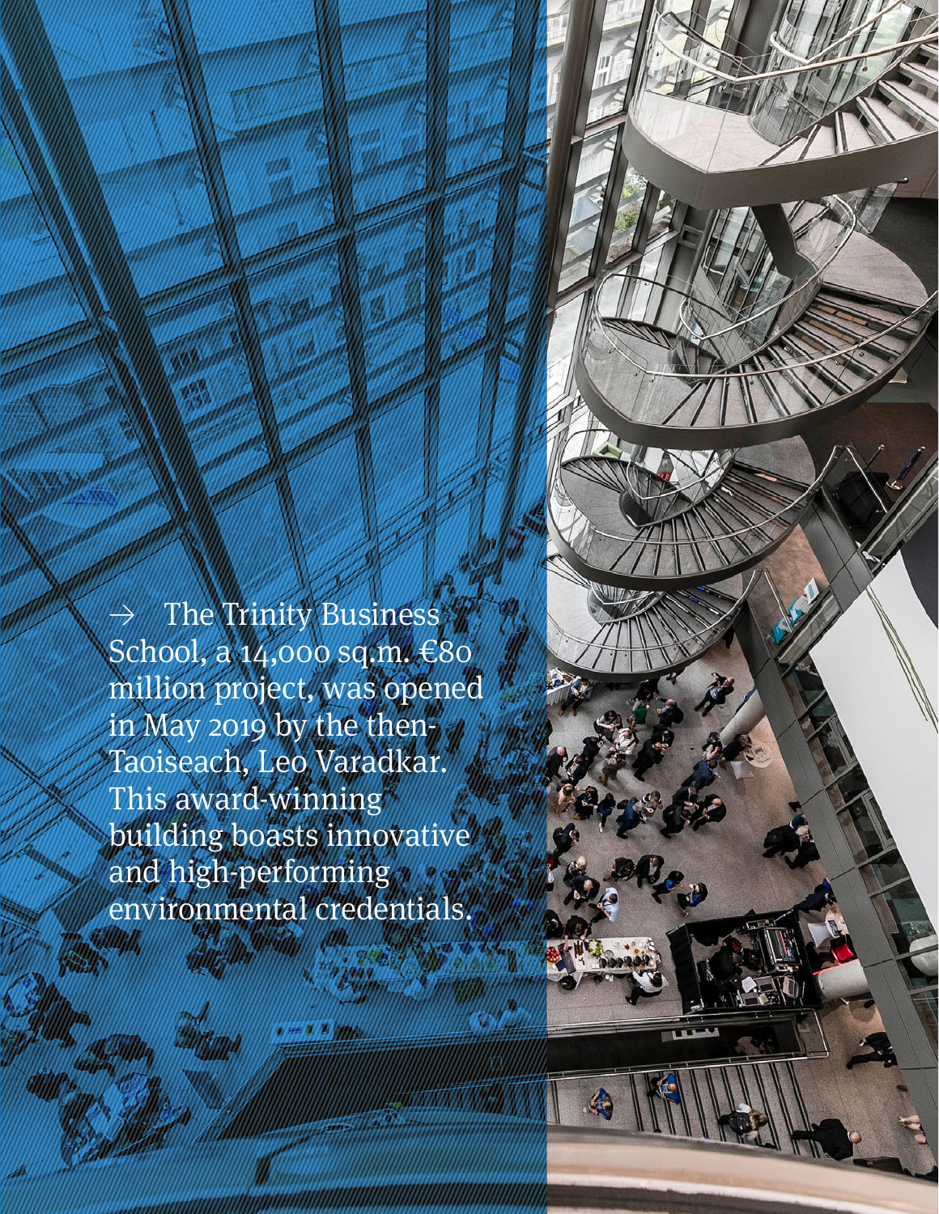→ The Trinity Business School, a 14,000 sq.m. €80 million project, was opened in May 2019 by the then-Taoiseach, Leo Varadkar. This award-winning building boasts innovative and high-performing environmental credentials.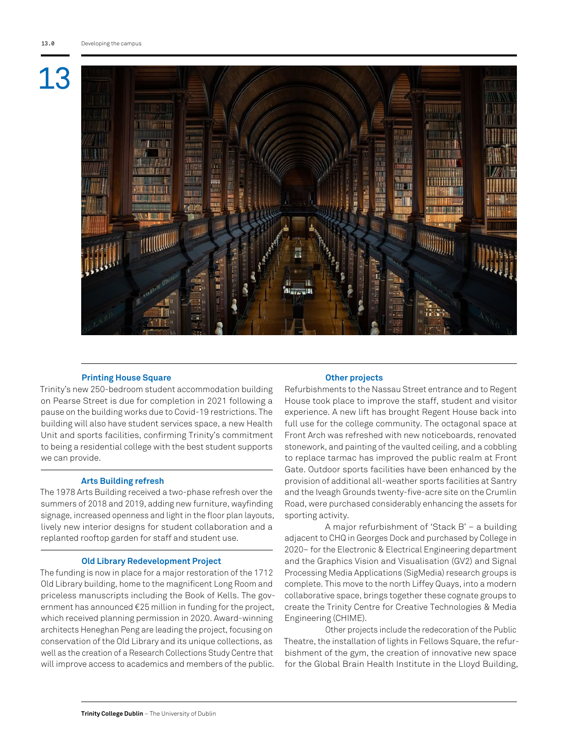# 13

## Printing House Square

Trinity's new 250-bedroom student accommodation building on Pearse Street is due for completion in 2021 following a pause on the building works due to Covid-19 restrictions. The building will also have student services space, a new Health Unit and sports facilities, confirming Trinity's commitment to being a residential college with the best student supports we can provide.

## Arts Building refresh

The 1978 Arts Building received a two-phase refresh over the summers of 2018 and 2019, adding new furniture, wayfinding signage, increased openness and light in the floor plan layouts, lively new interior designs for student collaboration and a replanted rooftop garden for staff and student use.

## Old Library Redevelopment Project

The funding is now in place for a major restoration of the 1712 Old Library building, home to the magnificent Long Room and priceless manuscripts including the Book of Kells. The government has announced €25 million in funding for the project, which received planning permission in 2020. Award-winning architects Heneghan Peng are leading the project, focusing on conservation of the Old Library and its unique collections, as well as the creation of a Research Collections Study Centre that will improve access to academics and members of the public.

## Other projects

Refurbishments to the Nassau Street entrance and to Regent House took place to improve the staff, student and visitor experience. A new lift has brought Regent House back into full use for the college community. The octagonal space at Front Arch was refreshed with new noticeboards, renovated stonework, and painting of the vaulted ceiling, and a cobbling to replace tarmac has improved the public realm at Front Gate. Outdoor sports facilities have been enhanced by the provision of additional all-weather sports facilities at Santry and the Iveagh Grounds twenty-five-acre site on the Crumlin Road, were purchased considerably enhancing the assets for sporting activity.

A major refurbishment of 'Stack B' – a building adjacent to CHQ in Georges Dock and purchased by College in 2020– for the Electronic & Electrical Engineering department and the Graphics Vision and Visualisation (GV2) and Signal Processing Media Applications (SigMedia) research groups is complete. This move to the north Liffey Quays, into a modern collaborative space, brings together these cognate groups to create the Trinity Centre for Creative Technologies & Media Engineering (CHIME).

Other projects include the redecoration of the Public Theatre, the installation of lights in Fellows Square, the refurbishment of the gym, the creation of innovative new space for the Global Brain Health Institute in the Lloyd Building,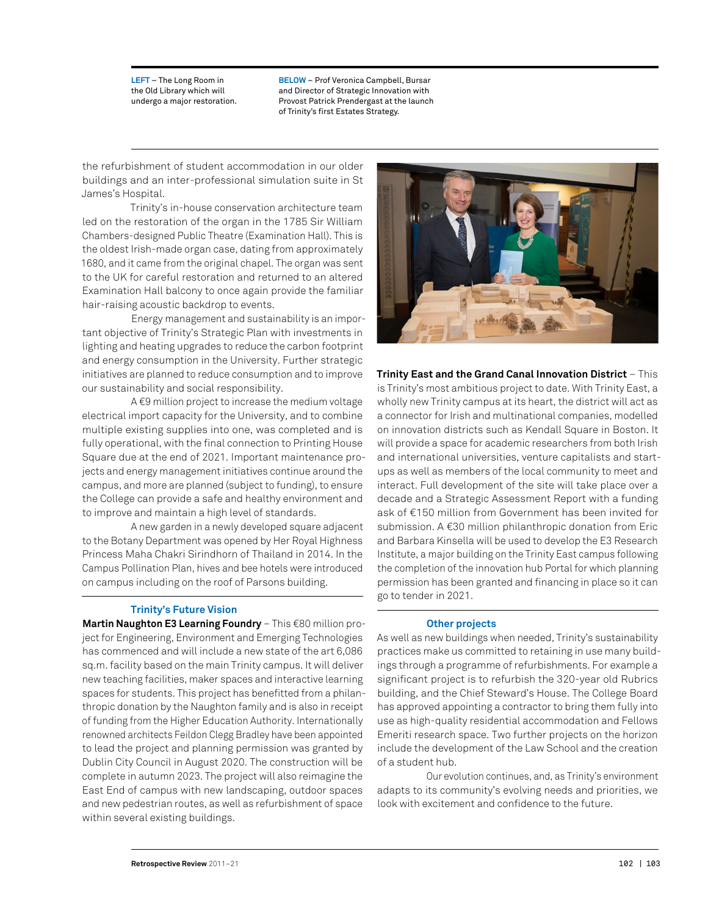**LEFT** – The Long Room in the Old Library which will undergo a major restoration.

**BELOW** – Prof Veronica Campbell, Bursar and Director of Strategic Innovation with Provost Patrick Prendergast at the launch of Trinity's first Estates Strategy.

the refurbishment of student accommodation in our older buildings and an inter-professional simulation suite in St James's Hospital.

Trinity's in-house conservation architecture team led on the restoration of the organ in the 1785 Sir William Chambers-designed Public Theatre (Examination Hall). This is the oldest Irish-made organ case, dating from approximately 1680, and it came from the original chapel. The organ was sent to the UK for careful restoration and returned to an altered Examination Hall balcony to once again provide the familiar hair-raising acoustic backdrop to events.

Energy management and sustainability is an important objective of Trinity's Strategic Plan with investments in lighting and heating upgrades to reduce the carbon footprint and energy consumption in the University. Further strategic initiatives are planned to reduce consumption and to improve our sustainability and social responsibility.

A €9 million project to increase the medium voltage electrical import capacity for the University, and to combine multiple existing supplies into one, was completed and is fully operational, with the final connection to Printing House Square due at the end of 2021. Important maintenance projects and energy management initiatives continue around the campus, and more are planned (subject to funding), to ensure the College can provide a safe and healthy environment and to improve and maintain a high level of standards.

A new garden in a newly developed square adjacent to the Botany Department was opened by Her Royal Highness Princess Maha Chakri Sirindhorn of Thailand in 2014. In the Campus Pollination Plan, hives and bee hotels were introduced on campus including on the roof of Parsons building.

### Trinity's Future Vision

**Martin Naughton E3 Learning Foundry** – This €80 million project for Engineering, Environment and Emerging Technologies has commenced and will include a new state of the art 6,086 sq.m. facility based on the main Trinity campus. It will deliver new teaching facilities, maker spaces and interactive learning spaces for students. This project has benefitted from a philanthropic donation by the Naughton family and is also in receipt of funding from the Higher Education Authority. Internationally renowned architects Feildon Clegg Bradley have been appointed to lead the project and planning permission was granted by Dublin City Council in August 2020. The construction will be complete in autumn 2023. The project will also reimagine the East End of campus with new landscaping, outdoor spaces and new pedestrian routes, as well as refurbishment of space within several existing buildings.

**Trinity East and the Grand Canal Innovation District** – This is Trinity's most ambitious project to date. With Trinity East, a wholly new Trinity campus at its heart, the district will act as a connector for Irish and multinational companies, modelled on innovation districts such as Kendall Square in Boston. It will provide a space for academic researchers from both Irish and international universities, venture capitalists and start-ups as well as members of the local community to meet and interact. Full development of the site will take place over a decade and a Strategic Assessment Report with a funding ask of €150 million from Government has been invited for submission. A €30 million philanthropic donation from Eric and Barbara Kinsella will be used to develop the E3 Research Institute, a major building on the Trinity East campus following the completion of the innovation hub Portal for which planning permission has been granted and financing in place so it can go to tender in 2021.

### Other projects

As well as new buildings when needed, Trinity's sustainability practices make us committed to retaining in use many buildings through a programme of refurbishments. For example a significant project is to refurbish the 320-year old Rubrics building, and the Chief Steward's House. The College Board has approved appointing a contractor to bring them fully into use as high-quality residential accommodation and Fellows Emeriti research space. Two further projects on the horizon include the development of the Law School and the creation of a student hub.

Our evolution continues, and, as Trinity's environment adapts to its community's evolving needs and priorities, we look with excitement and confidence to the future.